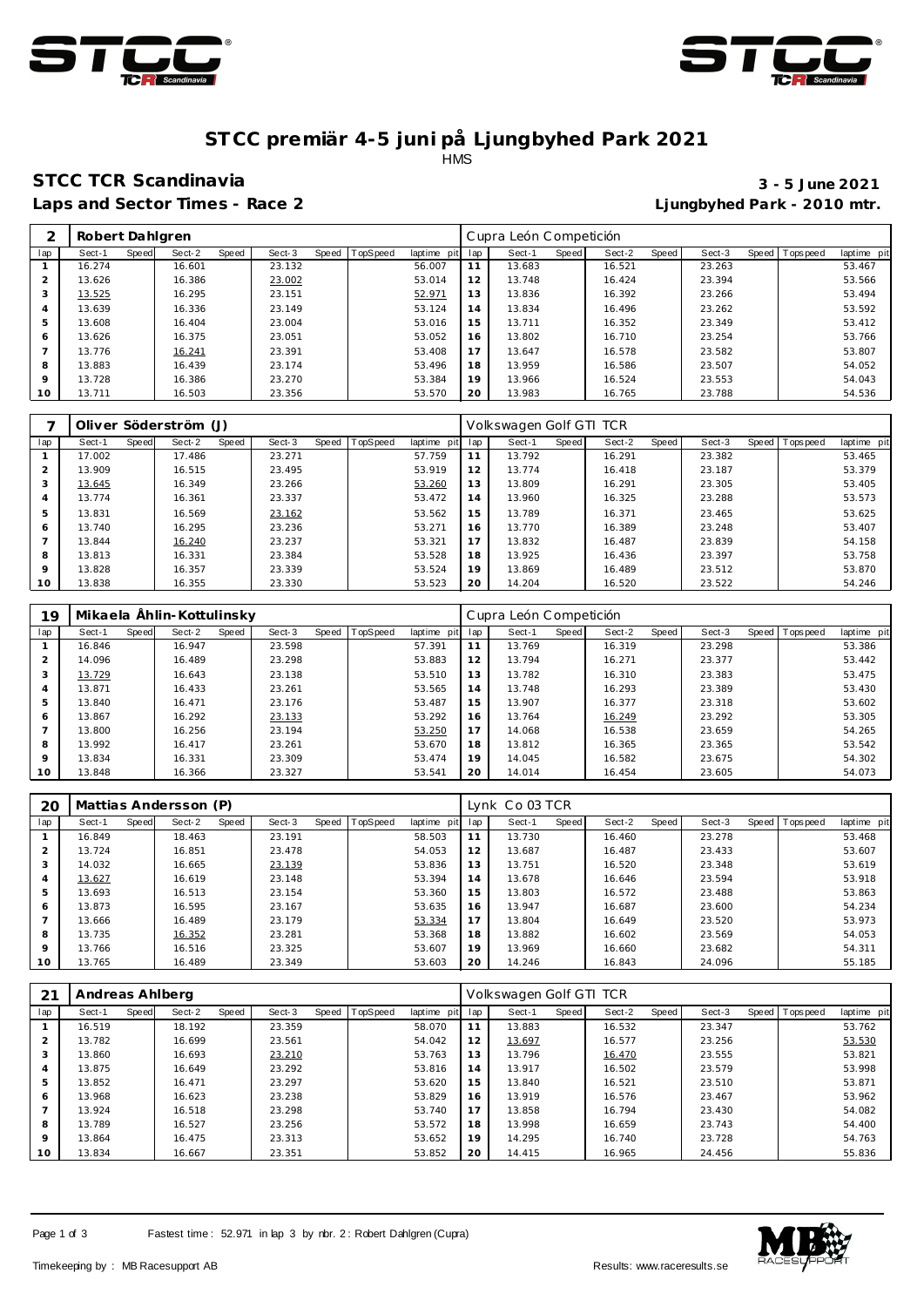# STCC premiär 4-5 juni på Ljungbyhed Park 2021

HMS

## STCC TCR Scandinavia

**3 - 5 June 2021**

**Laps and Sector Times - Race 2**

**Ljungbyhed Park - 2010 mtr.**

| 2 | Robert Dahlgren | | | | | | | | | Cupra León Competición | | | | | | | | |
|---|---|---|---|---|---|---|---|---|---|---|---|---|---|---|---|---|---|---|
| lap | Sect-1 | Speed | Sect-2 | Speed | Sect-3 | Speed | TopSpeed | laptime pit | lap | Sect-1 | Speed | Sect-2 | Speed | Sect-3 | Speed | Topspeed | laptime pit |
| 1 | 16.274 | | 16.601 | | 23.132 | | | 56.007 | 11 | 13.683 | | 16.521 | | 23.263 | | | 53.467 |
| 2 | 13.626 | | 16.386 | | 23.002 | | | 53.014 | 12 | 13.748 | | 16.424 | | 23.394 | | | 53.566 |
| 3 | 13.525 | | 16.295 | | 23.151 | | | 52.971 | 13 | 13.836 | | 16.392 | | 23.266 | | | 53.494 |
| 4 | 13.639 | | 16.336 | | 23.149 | | | 53.124 | 14 | 13.834 | | 16.496 | | 23.262 | | | 53.592 |
| 5 | 13.608 | | 16.404 | | 23.004 | | | 53.016 | 15 | 13.711 | | 16.352 | | 23.349 | | | 53.412 |
| 6 | 13.626 | | 16.375 | | 23.051 | | | 53.052 | 16 | 13.802 | | 16.710 | | 23.254 | | | 53.766 |
| 7 | 13.776 | | 16.241 | | 23.391 | | | 53.408 | 17 | 13.647 | | 16.578 | | 23.582 | | | 53.807 |
| 8 | 13.883 | | 16.439 | | 23.174 | | | 53.496 | 18 | 13.959 | | 16.586 | | 23.507 | | | 54.052 |
| 9 | 13.728 | | 16.386 | | 23.270 | | | 53.384 | 19 | 13.966 | | 16.524 | | 23.553 | | | 54.043 |
| 10 | 13.711 | | 16.503 | | 23.356 | | | 53.570 | 20 | 13.983 | | 16.765 | | 23.788 | | | 54.536 |

| 7 | Oliver Söderström (J) | | | | | | | | | Volkswagen Golf GTI TCR | | | | | | | | |
|---|---|---|---|---|---|---|---|---|---|---|---|---|---|---|---|---|---|---|
| lap | Sect-1 | Speed | Sect-2 | Speed | Sect-3 | Speed | TopSpeed | laptime pit | lap | Sect-1 | Speed | Sect-2 | Speed | Sect-3 | Speed | Topspeed | laptime pit |
| 1 | 17.002 | | 17.486 | | 23.271 | | | 57.759 | 11 | 13.792 | | 16.291 | | 23.382 | | | 53.465 |
| 2 | 13.909 | | 16.515 | | 23.495 | | | 53.919 | 12 | 13.774 | | 16.418 | | 23.187 | | | 53.379 |
| 3 | 13.645 | | 16.349 | | 23.266 | | | 53.260 | 13 | 13.809 | | 16.291 | | 23.305 | | | 53.405 |
| 4 | 13.774 | | 16.361 | | 23.337 | | | 53.472 | 14 | 13.960 | | 16.325 | | 23.288 | | | 53.573 |
| 5 | 13.831 | | 16.569 | | 23.162 | | | 53.562 | 15 | 13.789 | | 16.371 | | 23.465 | | | 53.625 |
| 6 | 13.740 | | 16.295 | | 23.236 | | | 53.271 | 16 | 13.770 | | 16.389 | | 23.248 | | | 53.407 |
| 7 | 13.844 | | 16.240 | | 23.237 | | | 53.321 | 17 | 13.832 | | 16.487 | | 23.839 | | | 54.158 |
| 8 | 13.813 | | 16.331 | | 23.384 | | | 53.528 | 18 | 13.925 | | 16.436 | | 23.397 | | | 53.758 |
| 9 | 13.828 | | 16.357 | | 23.339 | | | 53.524 | 19 | 13.869 | | 16.489 | | 23.512 | | | 53.870 |
| 10 | 13.838 | | 16.355 | | 23.330 | | | 53.523 | 20 | 14.204 | | 16.520 | | 23.522 | | | 54.246 |

| 19 | Mikaela Åhlin-Kottulinsky | | | | | | | | | Cupra León Competición | | | | | | | | |
|---|---|---|---|---|---|---|---|---|---|---|---|---|---|---|---|---|---|---|
| lap | Sect-1 | Speed | Sect-2 | Speed | Sect-3 | Speed | TopSpeed | laptime pit | lap | Sect-1 | Speed | Sect-2 | Speed | Sect-3 | Speed | Topspeed | laptime pit |
| 1 | 16.846 | | 16.947 | | 23.598 | | | 57.391 | 11 | 13.769 | | 16.319 | | 23.298 | | | 53.386 |
| 2 | 14.096 | | 16.489 | | 23.298 | | | 53.883 | 12 | 13.794 | | 16.271 | | 23.377 | | | 53.442 |
| 3 | 13.729 | | 16.643 | | 23.138 | | | 53.510 | 13 | 13.782 | | 16.310 | | 23.383 | | | 53.475 |
| 4 | 13.871 | | 16.433 | | 23.261 | | | 53.565 | 14 | 13.748 | | 16.293 | | 23.389 | | | 53.430 |
| 5 | 13.840 | | 16.471 | | 23.176 | | | 53.487 | 15 | 13.907 | | 16.377 | | 23.318 | | | 53.602 |
| 6 | 13.867 | | 16.292 | | 23.133 | | | 53.292 | 16 | 13.764 | | 16.249 | | 23.292 | | | 53.305 |
| 7 | 13.800 | | 16.256 | | 23.194 | | | 53.250 | 17 | 14.068 | | 16.538 | | 23.659 | | | 54.265 |
| 8 | 13.992 | | 16.417 | | 23.261 | | | 53.670 | 18 | 13.812 | | 16.365 | | 23.365 | | | 53.542 |
| 9 | 13.834 | | 16.331 | | 23.309 | | | 53.474 | 19 | 14.045 | | 16.582 | | 23.675 | | | 54.302 |
| 10 | 13.848 | | 16.366 | | 23.327 | | | 53.541 | 20 | 14.014 | | 16.454 | | 23.605 | | | 54.073 |

| 20 | Mattias Andersson (P) | | | | | | | | | Lynk Co 03 TCR | | | | | | | | |
|---|---|---|---|---|---|---|---|---|---|---|---|---|---|---|---|---|---|---|
| lap | Sect-1 | Speed | Sect-2 | Speed | Sect-3 | Speed | TopSpeed | laptime pit | lap | Sect-1 | Speed | Sect-2 | Speed | Sect-3 | Speed | Topspeed | laptime pit |
| 1 | 16.849 | | 18.463 | | 23.191 | | | 58.503 | 11 | 13.730 | | 16.460 | | 23.278 | | | 53.468 |
| 2 | 13.724 | | 16.851 | | 23.478 | | | 54.053 | 12 | 13.687 | | 16.487 | | 23.433 | | | 53.607 |
| 3 | 14.032 | | 16.665 | | 23.139 | | | 53.836 | 13 | 13.751 | | 16.520 | | 23.348 | | | 53.619 |
| 4 | 13.627 | | 16.619 | | 23.148 | | | 53.394 | 14 | 13.678 | | 16.646 | | 23.594 | | | 53.918 |
| 5 | 13.693 | | 16.513 | | 23.154 | | | 53.360 | 15 | 13.803 | | 16.572 | | 23.488 | | | 53.863 |
| 6 | 13.873 | | 16.595 | | 23.167 | | | 53.635 | 16 | 13.947 | | 16.687 | | 23.600 | | | 54.234 |
| 7 | 13.666 | | 16.489 | | 23.179 | | | 53.334 | 17 | 13.804 | | 16.649 | | 23.520 | | | 53.973 |
| 8 | 13.735 | | 16.352 | | 23.281 | | | 53.368 | 18 | 13.882 | | 16.602 | | 23.569 | | | 54.053 |
| 9 | 13.766 | | 16.516 | | 23.325 | | | 53.607 | 19 | 13.969 | | 16.660 | | 23.682 | | | 54.311 |
| 10 | 13.765 | | 16.489 | | 23.349 | | | 53.603 | 20 | 14.246 | | 16.843 | | 24.096 | | | 55.185 |

| 21 | Andreas Ahlberg | | | | | | | | | Volkswagen Golf GTI TCR | | | | | | | | |
|---|---|---|---|---|---|---|---|---|---|---|---|---|---|---|---|---|---|---|
| lap | Sect-1 | Speed | Sect-2 | Speed | Sect-3 | Speed | TopSpeed | laptime pit | lap | Sect-1 | Speed | Sect-2 | Speed | Sect-3 | Speed | Topspeed | laptime pit |
| 1 | 16.519 | | 18.192 | | 23.359 | | | 58.070 | 11 | 13.883 | | 16.532 | | 23.347 | | | 53.762 |
| 2 | 13.782 | | 16.699 | | 23.561 | | | 54.042 | 12 | 13.697 | | 16.577 | | 23.256 | | | 53.530 |
| 3 | 13.860 | | 16.693 | | 23.210 | | | 53.763 | 13 | 13.796 | | 16.470 | | 23.555 | | | 53.821 |
| 4 | 13.875 | | 16.649 | | 23.292 | | | 53.816 | 14 | 13.917 | | 16.502 | | 23.579 | | | 53.998 |
| 5 | 13.852 | | 16.471 | | 23.297 | | | 53.620 | 15 | 13.840 | | 16.521 | | 23.510 | | | 53.871 |
| 6 | 13.968 | | 16.623 | | 23.238 | | | 53.829 | 16 | 13.919 | | 16.576 | | 23.467 | | | 53.962 |
| 7 | 13.924 | | 16.518 | | 23.298 | | | 53.740 | 17 | 13.858 | | 16.794 | | 23.430 | | | 54.082 |
| 8 | 13.789 | | 16.527 | | 23.256 | | | 53.572 | 18 | 13.998 | | 16.659 | | 23.743 | | | 54.400 |
| 9 | 13.864 | | 16.475 | | 23.313 | | | 53.652 | 19 | 14.295 | | 16.740 | | 23.728 | | | 54.763 |
| 10 | 13.834 | | 16.667 | | 23.351 | | | 53.852 | 20 | 14.415 | | 16.965 | | 24.456 | | | 55.836 |

Fastest time : 52.971 in lap 3 by nbr. 2 : Robert Dahlgren (Cupra)

Timekeeping by : MB Racesupport AB

Results: www.raceresults.se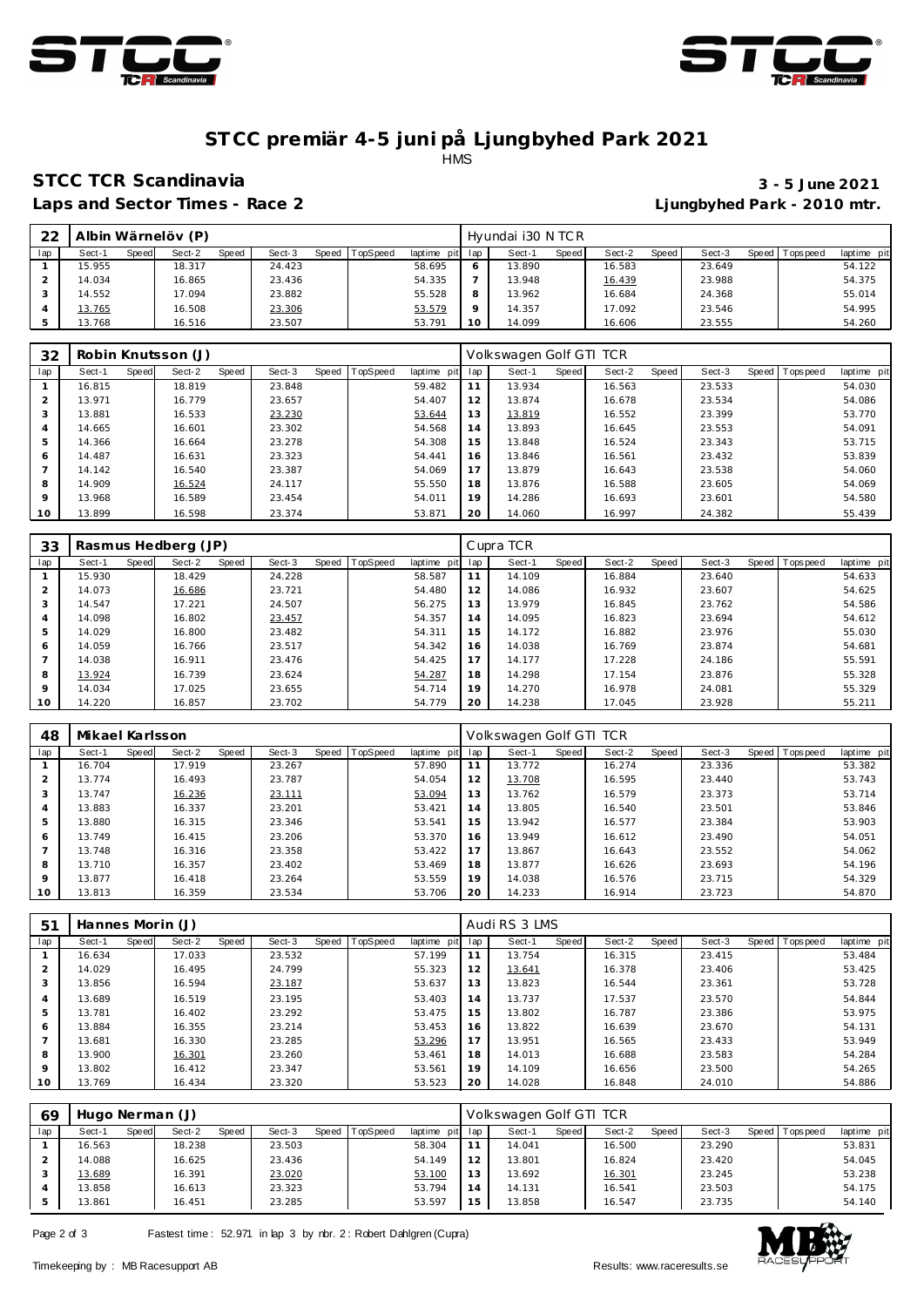# STCC premiär 4-5 juni på Ljungbyhed Park 2021

HMS

## STCC TCR Scandinavia

**3 - 5 June 2021**

### Laps and Sector Times - Race 2

**Ljungbyhed Park - 2010 mtr.**

| 22 | Albin Wärnelöv (P) | | | | | | | | Hyundai i30 N TCR | | | | | | | | |
|---|---|---|---|---|---|---|---|---|---|---|---|---|---|---|---|---|---|
| lap | Sect-1 | Speed | Sect-2 | Speed | Sect-3 | Speed | TopSpeed | laptime pit | lap | Sect-1 | Speed | Sect-2 | Speed | Sect-3 | Speed | Topspeed | laptime pit |
| 1 | 15.955 | | 18.317 | | 24.423 | | | 58.695 | 6 | 13.890 | | 16.583 | | 23.649 | | | 54.122 |
| 2 | 14.034 | | 16.865 | | 23.436 | | | 54.335 | 7 | 13.948 | | 16.439 | | 23.988 | | | 54.375 |
| 3 | 14.552 | | 17.094 | | 23.882 | | | 55.528 | 8 | 13.962 | | 16.684 | | 24.368 | | | 55.014 |
| 4 | 13.765 | | 16.508 | | 23.306 | | | 53.579 | 9 | 14.357 | | 17.092 | | 23.546 | | | 54.995 |
| 5 | 13.768 | | 16.516 | | 23.507 | | | 53.791 | 10 | 14.099 | | 16.606 | | 23.555 | | | 54.260 |

| 32 | Robin Knutsson (J) | | | | | | | | Volkswagen Golf GTI TCR | | | | | | | | |
|---|---|---|---|---|---|---|---|---|---|---|---|---|---|---|---|---|---|
| lap | Sect-1 | Speed | Sect-2 | Speed | Sect-3 | Speed | TopSpeed | laptime pit | lap | Sect-1 | Speed | Sect-2 | Speed | Sect-3 | Speed | Topspeed | laptime pit |
| 1 | 16.815 | | 18.819 | | 23.848 | | | 59.482 | 11 | 13.934 | | 16.563 | | 23.533 | | | 54.030 |
| 2 | 13.971 | | 16.779 | | 23.657 | | | 54.407 | 12 | 13.874 | | 16.678 | | 23.534 | | | 54.086 |
| 3 | 13.881 | | 16.533 | | 23.230 | | | 53.644 | 13 | 13.819 | | 16.552 | | 23.399 | | | 53.770 |
| 4 | 14.665 | | 16.601 | | 23.302 | | | 54.568 | 14 | 13.893 | | 16.645 | | 23.553 | | | 54.091 |
| 5 | 14.366 | | 16.664 | | 23.278 | | | 54.308 | 15 | 13.848 | | 16.524 | | 23.343 | | | 53.715 |
| 6 | 14.487 | | 16.631 | | 23.323 | | | 54.441 | 16 | 13.846 | | 16.561 | | 23.432 | | | 53.839 |
| 7 | 14.142 | | 16.540 | | 23.387 | | | 54.069 | 17 | 13.879 | | 16.643 | | 23.538 | | | 54.060 |
| 8 | 14.909 | | 16.524 | | 24.117 | | | 55.550 | 18 | 13.876 | | 16.588 | | 23.605 | | | 54.069 |
| 9 | 13.968 | | 16.589 | | 23.454 | | | 54.011 | 19 | 14.286 | | 16.693 | | 23.601 | | | 54.580 |
| 10 | 13.899 | | 16.598 | | 23.374 | | | 53.871 | 20 | 14.060 | | 16.997 | | 24.382 | | | 55.439 |

| 33 | Rasmus Hedberg (JP) | | | | | | | | Cupra TCR | | | | | | | | |
|---|---|---|---|---|---|---|---|---|---|---|---|---|---|---|---|---|---|
| lap | Sect-1 | Speed | Sect-2 | Speed | Sect-3 | Speed | TopSpeed | laptime pit | lap | Sect-1 | Speed | Sect-2 | Speed | Sect-3 | Speed | Topspeed | laptime pit |
| 1 | 15.930 | | 18.429 | | 24.228 | | | 58.587 | 11 | 14.109 | | 16.884 | | 23.640 | | | 54.633 |
| 2 | 14.073 | | 16.686 | | 23.721 | | | 54.480 | 12 | 14.086 | | 16.932 | | 23.607 | | | 54.625 |
| 3 | 14.547 | | 17.221 | | 24.507 | | | 56.275 | 13 | 13.979 | | 16.845 | | 23.762 | | | 54.586 |
| 4 | 14.098 | | 16.802 | | 23.457 | | | 54.357 | 14 | 14.095 | | 16.823 | | 23.694 | | | 54.612 |
| 5 | 14.029 | | 16.800 | | 23.482 | | | 54.311 | 15 | 14.172 | | 16.882 | | 23.976 | | | 55.030 |
| 6 | 14.059 | | 16.766 | | 23.517 | | | 54.342 | 16 | 14.038 | | 16.769 | | 23.874 | | | 54.681 |
| 7 | 14.038 | | 16.911 | | 23.476 | | | 54.425 | 17 | 14.177 | | 17.228 | | 24.186 | | | 55.591 |
| 8 | 13.924 | | 16.739 | | 23.624 | | | 54.287 | 18 | 14.298 | | 17.154 | | 23.876 | | | 55.328 |
| 9 | 14.034 | | 17.025 | | 23.655 | | | 54.714 | 19 | 14.270 | | 16.978 | | 24.081 | | | 55.329 |
| 10 | 14.220 | | 16.857 | | 23.702 | | | 54.779 | 20 | 14.238 | | 17.045 | | 23.928 | | | 55.211 |

| 48 | Mikael Karlsson | | | | | | | | Volkswagen Golf GTI TCR | | | | | | | | |
|---|---|---|---|---|---|---|---|---|---|---|---|---|---|---|---|---|---|
| lap | Sect-1 | Speed | Sect-2 | Speed | Sect-3 | Speed | TopSpeed | laptime pit | lap | Sect-1 | Speed | Sect-2 | Speed | Sect-3 | Speed | Topspeed | laptime pit |
| 1 | 16.704 | | 17.919 | | 23.267 | | | 57.890 | 11 | 13.772 | | 16.274 | | 23.336 | | | 53.382 |
| 2 | 13.774 | | 16.493 | | 23.787 | | | 54.054 | 12 | 13.708 | | 16.595 | | 23.440 | | | 53.743 |
| 3 | 13.747 | | 16.236 | | 23.111 | | | 53.094 | 13 | 13.762 | | 16.579 | | 23.373 | | | 53.714 |
| 4 | 13.883 | | 16.337 | | 23.201 | | | 53.421 | 14 | 13.805 | | 16.540 | | 23.501 | | | 53.846 |
| 5 | 13.880 | | 16.315 | | 23.346 | | | 53.541 | 15 | 13.942 | | 16.577 | | 23.384 | | | 53.903 |
| 6 | 13.749 | | 16.415 | | 23.206 | | | 53.370 | 16 | 13.949 | | 16.612 | | 23.490 | | | 54.051 |
| 7 | 13.748 | | 16.316 | | 23.358 | | | 53.422 | 17 | 13.867 | | 16.643 | | 23.552 | | | 54.062 |
| 8 | 13.710 | | 16.357 | | 23.402 | | | 53.469 | 18 | 13.877 | | 16.626 | | 23.693 | | | 54.196 |
| 9 | 13.877 | | 16.418 | | 23.264 | | | 53.559 | 19 | 14.038 | | 16.576 | | 23.715 | | | 54.329 |
| 10 | 13.813 | | 16.359 | | 23.534 | | | 53.706 | 20 | 14.233 | | 16.914 | | 23.723 | | | 54.870 |

| 51 | Hannes Morin (J) | | | | | | | | Audi RS 3 LMS | | | | | | | | |
|---|---|---|---|---|---|---|---|---|---|---|---|---|---|---|---|---|---|
| lap | Sect-1 | Speed | Sect-2 | Speed | Sect-3 | Speed | TopSpeed | laptime pit | lap | Sect-1 | Speed | Sect-2 | Speed | Sect-3 | Speed | Topspeed | laptime pit |
| 1 | 16.634 | | 17.033 | | 23.532 | | | 57.199 | 11 | 13.754 | | 16.315 | | 23.415 | | | 53.484 |
| 2 | 14.029 | | 16.495 | | 24.799 | | | 55.323 | 12 | 13.641 | | 16.378 | | 23.406 | | | 53.425 |
| 3 | 13.856 | | 16.594 | | 23.187 | | | 53.637 | 13 | 13.823 | | 16.544 | | 23.361 | | | 53.728 |
| 4 | 13.689 | | 16.519 | | 23.195 | | | 53.403 | 14 | 13.737 | | 17.537 | | 23.570 | | | 54.844 |
| 5 | 13.781 | | 16.402 | | 23.292 | | | 53.475 | 15 | 13.802 | | 16.787 | | 23.386 | | | 53.975 |
| 6 | 13.884 | | 16.355 | | 23.214 | | | 53.453 | 16 | 13.822 | | 16.639 | | 23.670 | | | 54.131 |
| 7 | 13.681 | | 16.330 | | 23.285 | | | 53.296 | 17 | 13.951 | | 16.565 | | 23.433 | | | 53.949 |
| 8 | 13.900 | | 16.301 | | 23.260 | | | 53.461 | 18 | 14.013 | | 16.688 | | 23.583 | | | 54.284 |
| 9 | 13.802 | | 16.412 | | 23.347 | | | 53.561 | 19 | 14.109 | | 16.656 | | 23.500 | | | 54.265 |
| 10 | 13.769 | | 16.434 | | 23.320 | | | 53.523 | 20 | 14.028 | | 16.848 | | 24.010 | | | 54.886 |

| 69 | Hugo Nerman (J) | | | | | | | | Volkswagen Golf GTI TCR | | | | | | | | |
|---|---|---|---|---|---|---|---|---|---|---|---|---|---|---|---|---|---|
| lap | Sect-1 | Speed | Sect-2 | Speed | Sect-3 | Speed | TopSpeed | laptime pit | lap | Sect-1 | Speed | Sect-2 | Speed | Sect-3 | Speed | Topspeed | laptime pit |
| 1 | 16.563 | | 18.238 | | 23.503 | | | 58.304 | 11 | 14.041 | | 16.500 | | 23.290 | | | 53.831 |
| 2 | 14.088 | | 16.625 | | 23.436 | | | 54.149 | 12 | 13.801 | | 16.824 | | 23.420 | | | 54.045 |
| 3 | 13.689 | | 16.391 | | 23.020 | | | 53.100 | 13 | 13.692 | | 16.301 | | 23.245 | | | 53.238 |
| 4 | 13.858 | | 16.613 | | 23.323 | | | 53.794 | 14 | 14.131 | | 16.541 | | 23.503 | | | 54.175 |
| 5 | 13.861 | | 16.451 | | 23.285 | | | 53.597 | 15 | 13.858 | | 16.547 | | 23.735 | | | 54.140 |

Fastest time : 52.971 in lap 3 by nbr. 2 : Robert Dahlgren (Cupra)

Timekeeping by : MB Racesupport AB

Results: www.raceresults.se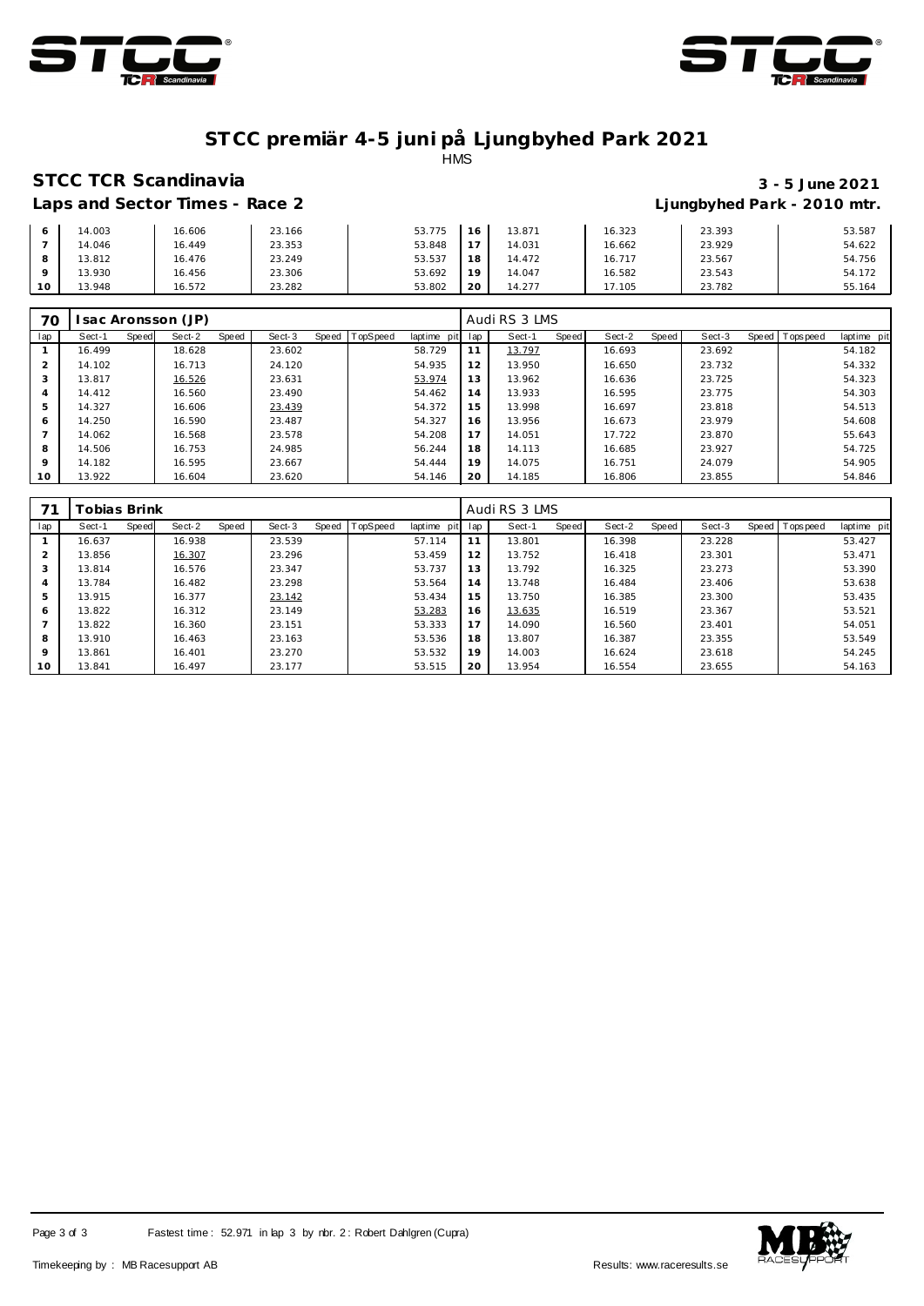# STCC premiär 4-5 juni på Ljungbyhed Park 2021

HMS

## STCC TCR Scandinavia

**3 - 5 June 2021**

**Laps and Sector Times - Race 2**

**Ljungbyhed Park - 2010 mtr.**

| | | | | | | | | |
|---|---|---|---|---|---|---|---|---|
| 6 | 14.003 | 16.606 | 23.166 | 53.775 | 16 | 13.871 | 16.323 | 23.393 | 53.587 |
| 7 | 14.046 | 16.449 | 23.353 | 53.848 | 17 | 14.031 | 16.662 | 23.929 | 54.622 |
| 8 | 13.812 | 16.476 | 23.249 | 53.537 | 18 | 14.472 | 16.717 | 23.567 | 54.756 |
| 9 | 13.930 | 16.456 | 23.306 | 53.692 | 19 | 14.047 | 16.582 | 23.543 | 54.172 |
| 10 | 13.948 | 16.572 | 23.282 | 53.802 | 20 | 14.277 | 17.105 | 23.782 | 55.164 |

**70 Isac Aronsson (JP)** — Audi RS 3 LMS

| lap | Sect-1 | Speed | Sect-2 | Speed | Sect-3 | Speed | TopSpeed | laptime pit | lap | Sect-1 | Speed | Sect-2 | Speed | Sect-3 | Speed | Topspeed | laptime pit |
|---|---|---|---|---|---|---|---|---|---|---|---|---|---|---|---|---|---|
| 1 | 16.499 | | 18.628 | | 23.602 | | | 58.729 | 11 | 13.797 | | 16.693 | | 23.692 | | | 54.182 |
| 2 | 14.102 | | 16.713 | | 24.120 | | | 54.935 | 12 | 13.950 | | 16.650 | | 23.732 | | | 54.332 |
| 3 | 13.817 | | 16.526 | | 23.631 | | | 53.974 | 13 | 13.962 | | 16.636 | | 23.725 | | | 54.323 |
| 4 | 14.412 | | 16.560 | | 23.490 | | | 54.462 | 14 | 13.933 | | 16.595 | | 23.775 | | | 54.303 |
| 5 | 14.327 | | 16.606 | | 23.439 | | | 54.372 | 15 | 13.998 | | 16.697 | | 23.818 | | | 54.513 |
| 6 | 14.250 | | 16.590 | | 23.487 | | | 54.327 | 16 | 13.956 | | 16.673 | | 23.979 | | | 54.608 |
| 7 | 14.062 | | 16.568 | | 23.578 | | | 54.208 | 17 | 14.051 | | 17.722 | | 23.870 | | | 55.643 |
| 8 | 14.506 | | 16.753 | | 24.985 | | | 56.244 | 18 | 14.113 | | 16.685 | | 23.927 | | | 54.725 |
| 9 | 14.182 | | 16.595 | | 23.667 | | | 54.444 | 19 | 14.075 | | 16.751 | | 24.079 | | | 54.905 |
| 10 | 13.922 | | 16.604 | | 23.620 | | | 54.146 | 20 | 14.185 | | 16.806 | | 23.855 | | | 54.846 |

**71 Tobias Brink** — Audi RS 3 LMS

| lap | Sect-1 | Speed | Sect-2 | Speed | Sect-3 | Speed | TopSpeed | laptime pit | lap | Sect-1 | Speed | Sect-2 | Speed | Sect-3 | Speed | Topspeed | laptime pit |
|---|---|---|---|---|---|---|---|---|---|---|---|---|---|---|---|---|---|
| 1 | 16.637 | | 16.938 | | 23.539 | | | 57.114 | 11 | 13.801 | | 16.398 | | 23.228 | | | 53.427 |
| 2 | 13.856 | | 16.307 | | 23.296 | | | 53.459 | 12 | 13.752 | | 16.418 | | 23.301 | | | 53.471 |
| 3 | 13.814 | | 16.576 | | 23.347 | | | 53.737 | 13 | 13.792 | | 16.325 | | 23.273 | | | 53.390 |
| 4 | 13.784 | | 16.482 | | 23.298 | | | 53.564 | 14 | 13.748 | | 16.484 | | 23.406 | | | 53.638 |
| 5 | 13.915 | | 16.377 | | 23.142 | | | 53.434 | 15 | 13.750 | | 16.385 | | 23.300 | | | 53.435 |
| 6 | 13.822 | | 16.312 | | 23.149 | | | 53.283 | 16 | 13.635 | | 16.519 | | 23.367 | | | 53.521 |
| 7 | 13.822 | | 16.360 | | 23.151 | | | 53.333 | 17 | 14.090 | | 16.560 | | 23.401 | | | 54.051 |
| 8 | 13.910 | | 16.463 | | 23.163 | | | 53.536 | 18 | 13.807 | | 16.387 | | 23.355 | | | 53.549 |
| 9 | 13.861 | | 16.401 | | 23.270 | | | 53.532 | 19 | 14.003 | | 16.624 | | 23.618 | | | 54.245 |
| 10 | 13.841 | | 16.497 | | 23.177 | | | 53.515 | 20 | 13.954 | | 16.554 | | 23.655 | | | 54.163 |

Fastest time : 52.971 in lap 3 by nbr. 2 : Robert Dahlgren (Cupra)

Timekeeping by : MB Racesupport AB

Results: www.raceresults.se